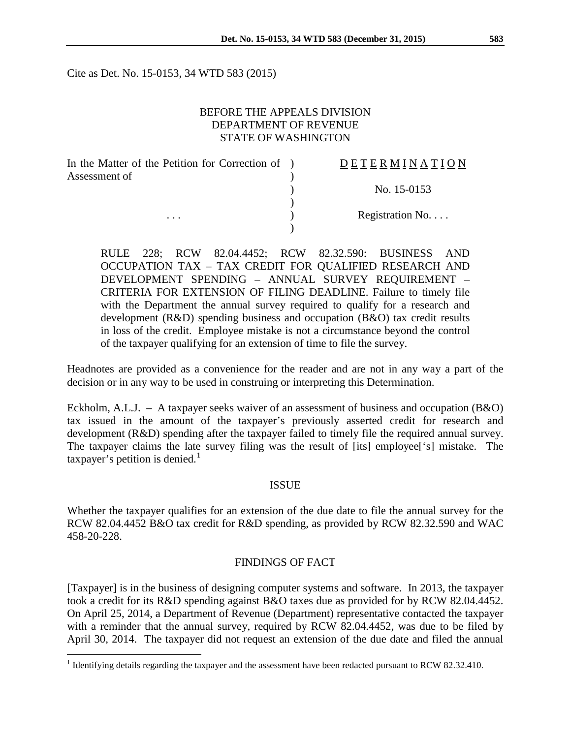Cite as Det. No. 15-0153, 34 WTD 583 (2015)

BEFORE THE APPEALS DIVISION
DEPARTMENT OF REVENUE
STATE OF WASHINGTON

| | | |
|---|---|---|
| In the Matter of the Petition for Correction of Assessment of | ) | DETERMINATION |
| | ) | No. 15-0153 |
| . . . | ) | Registration No. . . . |

RULE 228; RCW 82.04.4452; RCW 82.32.590: BUSINESS AND OCCUPATION TAX – TAX CREDIT FOR QUALIFIED RESEARCH AND DEVELOPMENT SPENDING – ANNUAL SURVEY REQUIREMENT – CRITERIA FOR EXTENSION OF FILING DEADLINE. Failure to timely file with the Department the annual survey required to qualify for a research and development (R&D) spending business and occupation (B&O) tax credit results in loss of the credit. Employee mistake is not a circumstance beyond the control of the taxpayer qualifying for an extension of time to file the survey.

Headnotes are provided as a convenience for the reader and are not in any way a part of the decision or in any way to be used in construing or interpreting this Determination.

Eckholm, A.L.J. – A taxpayer seeks waiver of an assessment of business and occupation (B&O) tax issued in the amount of the taxpayer's previously asserted credit for research and development (R&D) spending after the taxpayer failed to timely file the required annual survey. The taxpayer claims the late survey filing was the result of [its] employee['s] mistake. The taxpayer's petition is denied.[1]

## ISSUE

Whether the taxpayer qualifies for an extension of the due date to file the annual survey for the RCW 82.04.4452 B&O tax credit for R&D spending, as provided by RCW 82.32.590 and WAC 458-20-228.

## FINDINGS OF FACT

[Taxpayer] is in the business of designing computer systems and software. In 2013, the taxpayer took a credit for its R&D spending against B&O taxes due as provided for by RCW 82.04.4452. On April 25, 2014, a Department of Revenue (Department) representative contacted the taxpayer with a reminder that the annual survey, required by RCW 82.04.4452, was due to be filed by April 30, 2014. The taxpayer did not request an extension of the due date and filed the annual

[1] Identifying details regarding the taxpayer and the assessment have been redacted pursuant to RCW 82.32.410.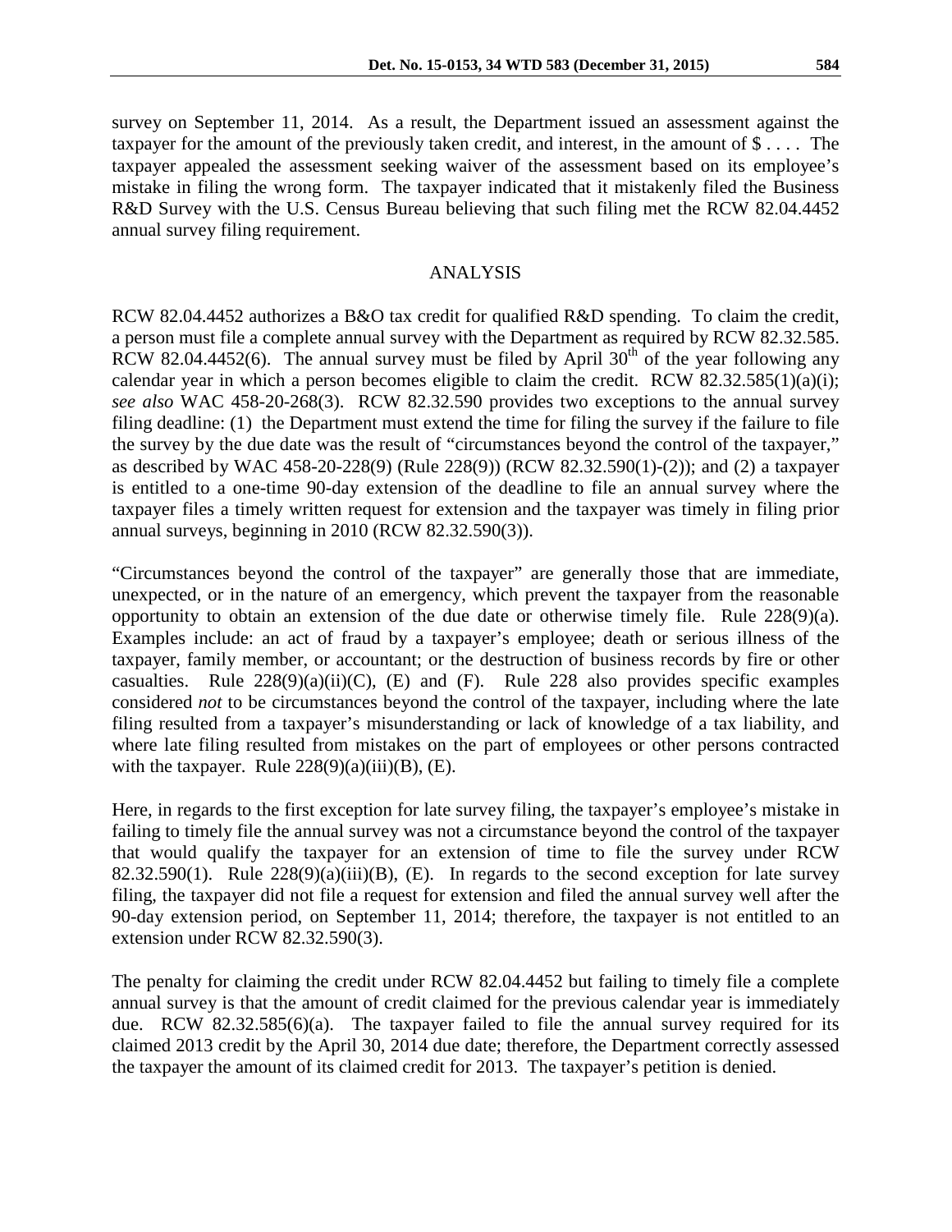survey on September 11, 2014. As a result, the Department issued an assessment against the taxpayer for the amount of the previously taken credit, and interest, in the amount of $ . . . . The taxpayer appealed the assessment seeking waiver of the assessment based on its employee's mistake in filing the wrong form. The taxpayer indicated that it mistakenly filed the Business R&D Survey with the U.S. Census Bureau believing that such filing met the RCW 82.04.4452 annual survey filing requirement.

## ANALYSIS

RCW 82.04.4452 authorizes a B&O tax credit for qualified R&D spending. To claim the credit, a person must file a complete annual survey with the Department as required by RCW 82.32.585. RCW 82.04.4452(6). The annual survey must be filed by April 30th of the year following any calendar year in which a person becomes eligible to claim the credit. RCW 82.32.585(1)(a)(i); *see also* WAC 458-20-268(3). RCW 82.32.590 provides two exceptions to the annual survey filing deadline: (1) the Department must extend the time for filing the survey if the failure to file the survey by the due date was the result of "circumstances beyond the control of the taxpayer," as described by WAC 458-20-228(9) (Rule 228(9)) (RCW 82.32.590(1)-(2)); and (2) a taxpayer is entitled to a one-time 90-day extension of the deadline to file an annual survey where the taxpayer files a timely written request for extension and the taxpayer was timely in filing prior annual surveys, beginning in 2010 (RCW 82.32.590(3)).

"Circumstances beyond the control of the taxpayer" are generally those that are immediate, unexpected, or in the nature of an emergency, which prevent the taxpayer from the reasonable opportunity to obtain an extension of the due date or otherwise timely file. Rule 228(9)(a). Examples include: an act of fraud by a taxpayer's employee; death or serious illness of the taxpayer, family member, or accountant; or the destruction of business records by fire or other casualties. Rule 228(9)(a)(ii)(C), (E) and (F). Rule 228 also provides specific examples considered *not* to be circumstances beyond the control of the taxpayer, including where the late filing resulted from a taxpayer's misunderstanding or lack of knowledge of a tax liability, and where late filing resulted from mistakes on the part of employees or other persons contracted with the taxpayer. Rule 228(9)(a)(iii)(B), (E).

Here, in regards to the first exception for late survey filing, the taxpayer's employee's mistake in failing to timely file the annual survey was not a circumstance beyond the control of the taxpayer that would qualify the taxpayer for an extension of time to file the survey under RCW 82.32.590(1). Rule 228(9)(a)(iii)(B), (E). In regards to the second exception for late survey filing, the taxpayer did not file a request for extension and filed the annual survey well after the 90-day extension period, on September 11, 2014; therefore, the taxpayer is not entitled to an extension under RCW 82.32.590(3).

The penalty for claiming the credit under RCW 82.04.4452 but failing to timely file a complete annual survey is that the amount of credit claimed for the previous calendar year is immediately due. RCW 82.32.585(6)(a). The taxpayer failed to file the annual survey required for its claimed 2013 credit by the April 30, 2014 due date; therefore, the Department correctly assessed the taxpayer the amount of its claimed credit for 2013. The taxpayer's petition is denied.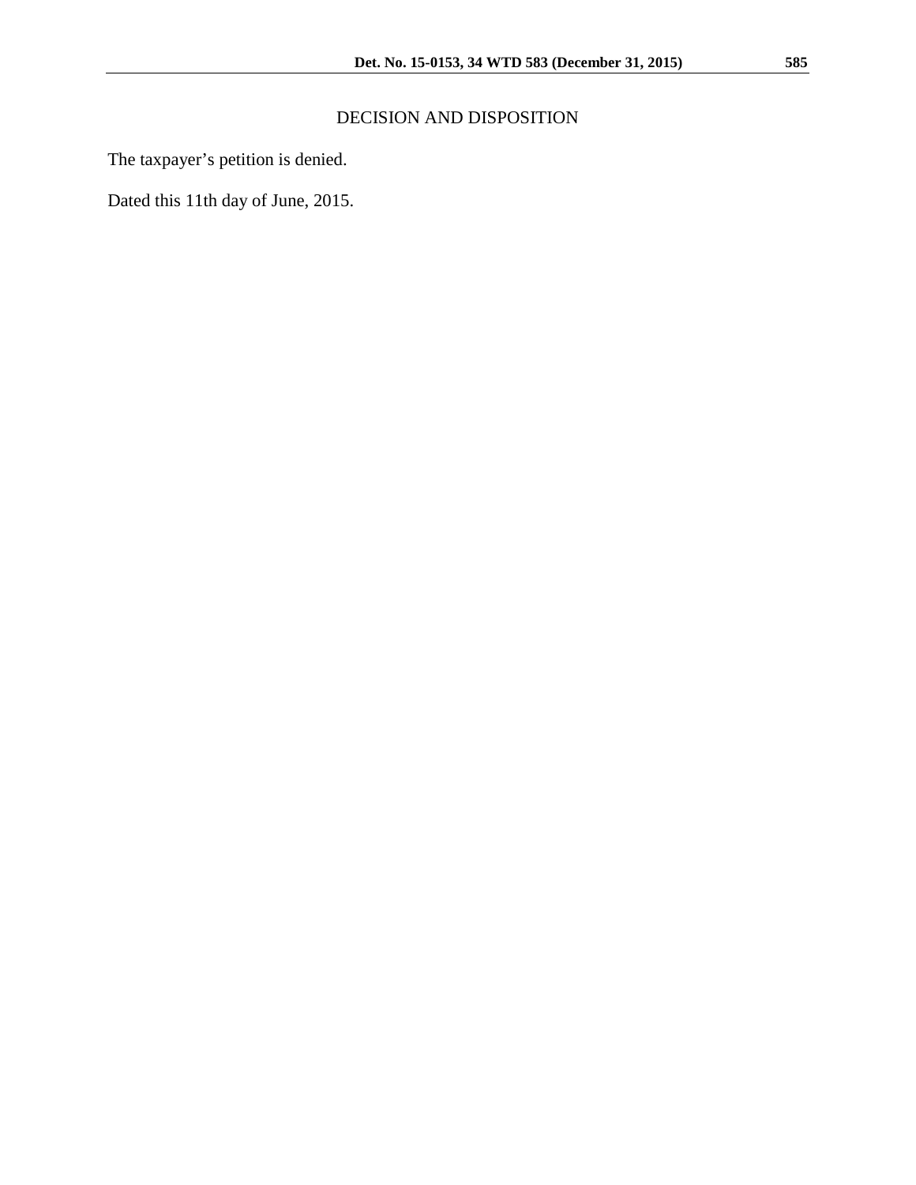## DECISION AND DISPOSITION

The taxpayer's petition is denied.

Dated this 11th day of June, 2015.